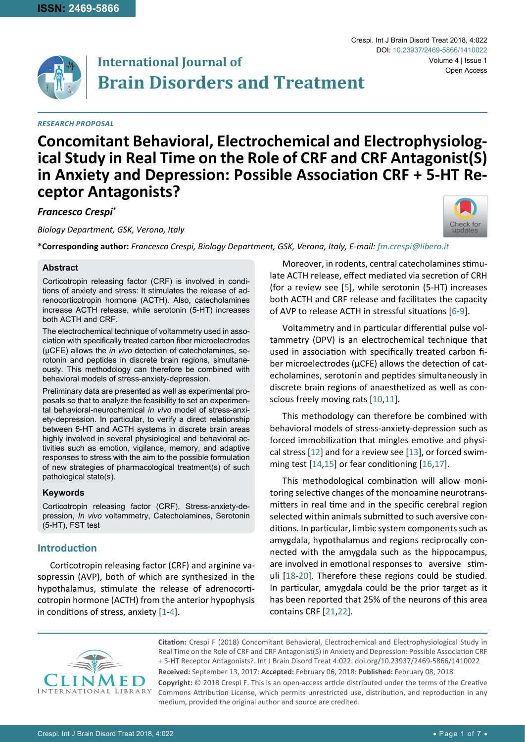*RESEARCH PROPOSAL*

# Concomitant Behavioral, Electrochemical and Electrophysiological Study in Real Time on the Role of CRF and CRF Antagonist(S) in Anxiety and Depression: Possible Association CRF + 5-HT Receptor Antagonists?

***Francesco Crespi****

*Biology Department, GSK, Verona, Italy*

**\*Corresponding author:** *Francesco Crespi, Biology Department, GSK, Verona, Italy, E-mail: fm.crespi@libero.it*

## Abstract

Corticotropin releasing factor (CRF) is involved in conditions of anxiety and stress: It stimulates the release of adrenocorticotropin hormone (ACTH). Also, catecholamines increase ACTH release, while serotonin (5-HT) increases both ACTH and CRF.

The electrochemical technique of voltammetry used in association with specifically treated carbon fiber microelectrodes (μCFE) allows the *in vivo* detection of catecholamines, serotonin and peptides in discrete brain regions, simultaneously. This methodology can therefore be combined with behavioral models of stress-anxiety-depression.

Preliminary data are presented as well as experimental proposals so that to analyze the feasibility to set an experimental behavioral-neurochemical *in vivo* model of stress-anxiety-depression. In particular, to verify a direct relationship between 5-HT and ACTH systems in discrete brain areas highly involved in several physiological and behavioral activities such as emotion, vigilance, memory, and adaptive responses to stress with the aim to the possible formulation of new strategies of pharmacological treatment(s) of such pathological state(s).

### Keywords

Corticotropin releasing factor (CRF), Stress-anxiety-depression, *In vivo* voltammetry, Catecholamines, Serotonin (5-HT), FST test

## Introduction

Corticotropin releasing factor (CRF) and arginine vasopressin (AVP), both of which are synthesized in the hypothalamus, stimulate the release of adrenocorticotropin hormone (ACTH) from the anterior hypophysis in conditions of stress, anxiety [1-4].

Moreover, in rodents, central catecholamines stimulate ACTH release, effect mediated via secretion of CRH (for a review see [5], while serotonin (5-HT) increases both ACTH and CRF release and facilitates the capacity of AVP to release ACTH in stressful situations [6-9].

Voltammetry and in particular differential pulse voltammetry (DPV) is an electrochemical technique that used in association with specifically treated carbon fiber microelectrodes (μCFE) allows the detection of catecholamines, serotonin and peptides simultaneously in discrete brain regions of anaesthetized as well as conscious freely moving rats [10,11].

This methodology can therefore be combined with behavioral models of stress-anxiety-depression such as forced immobilization that mingles emotive and physical stress [12] and for a review see [13], or forced swimming test [14,15] or fear conditioning [16,17].

This methodological combination will allow monitoring selective changes of the monoamine neurotransmitters in real time and in the specific cerebral region selected within animals submitted to such aversive conditions. In particular, limbic system components such as amygdala, hypothalamus and regions reciprocally connected with the amygdala such as the hippocampus, are involved in emotional responses to aversive stimuli [18-20]. Therefore these regions could be studied. In particular, amygdala could be the prior target as it has been reported that 25% of the neurons of this area contains CRF [21,22].

**Citation:** Crespi F (2018) Concomitant Behavioral, Electrochemical and Electrophysiological Study in Real Time on the Role of CRF and CRF Antagonist(S) in Anxiety and Depression: Possible Association CRF + 5-HT Receptor Antagonists?. Int J Brain Disord Treat 4:022. doi.org/10.23937/2469-5866/1410022

**Received:** September 13, 2017: **Accepted:** February 06, 2018: **Published:** February 08, 2018

**Copyright:** © 2018 Crespi F. This is an open-access article distributed under the terms of the Creative Commons Attribution License, which permits unrestricted use, distribution, and reproduction in any medium, provided the original author and source are credited.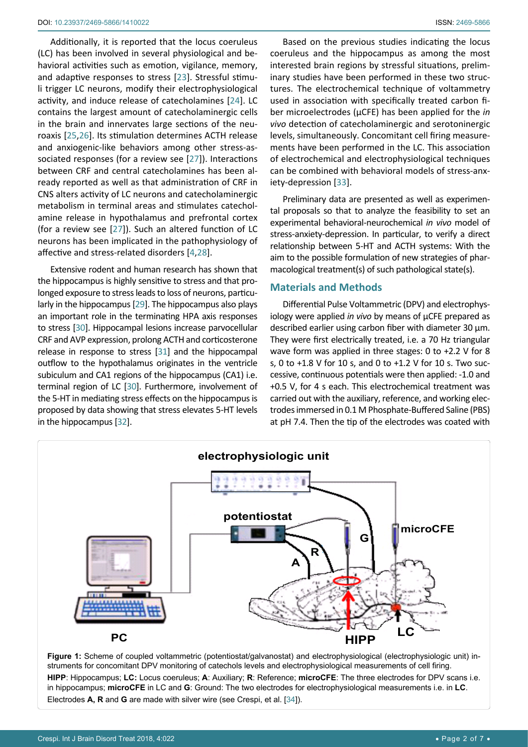Additionally, it is reported that the locus coeruleus (LC) has been involved in several physiological and behavioral activities such as emotion, vigilance, memory, and adaptive responses to stress [23]. Stressful stimuli trigger LC neurons, modify their electrophysiological activity, and induce release of catecholamines [24]. LC contains the largest amount of catecholaminergic cells in the brain and innervates large sections of the neuroaxis [25,26]. Its stimulation determines ACTH release and anxiogenic-like behaviors among other stress-associated responses (for a review see [27]). Interactions between CRF and central catecholamines has been already reported as well as that administration of CRF in CNS alters activity of LC neurons and catecholaminergic metabolism in terminal areas and stimulates catecholamine release in hypothalamus and prefrontal cortex (for a review see [27]). Such an altered function of LC neurons has been implicated in the pathophysiology of affective and stress-related disorders [4,28].

Extensive rodent and human research has shown that the hippocampus is highly sensitive to stress and that prolonged exposure to stress leads to loss of neurons, particularly in the hippocampus [29]. The hippocampus also plays an important role in the terminating HPA axis responses to stress [30]. Hippocampal lesions increase parvocellular CRF and AVP expression, prolong ACTH and corticosterone release in response to stress [31] and the hippocampal outflow to the hypothalamus originates in the ventricle subiculum and CA1 regions of the hippocampus (CA1) i.e. terminal region of LC [30]. Furthermore, involvement of the 5-HT in mediating stress effects on the hippocampus is proposed by data showing that stress elevates 5-HT levels in the hippocampus [32].

Based on the previous studies indicating the locus coeruleus and the hippocampus as among the most interested brain regions by stressful situations, preliminary studies have been performed in these two structures. The electrochemical technique of voltammetry used in association with specifically treated carbon fiber microelectrodes (μCFE) has been applied for the *in vivo* detection of catecholaminergic and serotoninergic levels, simultaneously. Concomitant cell firing measurements have been performed in the LC. This association of electrochemical and electrophysiological techniques can be combined with behavioral models of stress-anxiety-depression [33].

Preliminary data are presented as well as experimental proposals so that to analyze the feasibility to set an experimental behavioral-neurochemical *in vivo* model of stress-anxiety-depression. In particular, to verify a direct relationship between 5-HT and ACTH systems: With the aim to the possible formulation of new strategies of pharmacological treatment(s) of such pathological state(s).

## Materials and Methods

Differential Pulse Voltammetric (DPV) and electrophysiology were applied *in vivo* by means of μCFE prepared as described earlier using carbon fiber with diameter 30 μm. They were first electrically treated, i.e. a 70 Hz triangular wave form was applied in three stages: 0 to +2.2 V for 8 s, 0 to +1.8 V for 10 s, and 0 to +1.2 V for 10 s. Two successive, continuous potentials were then applied: -1.0 and +0.5 V, for 4 s each. This electrochemical treatment was carried out with the auxiliary, reference, and working electrodes immersed in 0.1 M Phosphate-Buffered Saline (PBS) at pH 7.4. Then the tip of the electrodes was coated with

**Figure 1:** Scheme of coupled voltammetric (potentiostat/galvanostat) and electrophysiological (electrophysiologic unit) instruments for concomitant DPV monitoring of catechols levels and electrophysiological measurements of cell firing.

**HIPP**: Hippocampus; **LC:** Locus coeruleus; **A**: Auxiliary; **R**: Reference; **microCFE**: The three electrodes for DPV scans i.e. in hippocampus; **microCFE** in LC and **G**: Ground: The two electrodes for electrophysiological measurements i.e. in **LC**. Electrodes **A, R** and **G** are made with silver wire (see Crespi, et al. [34]).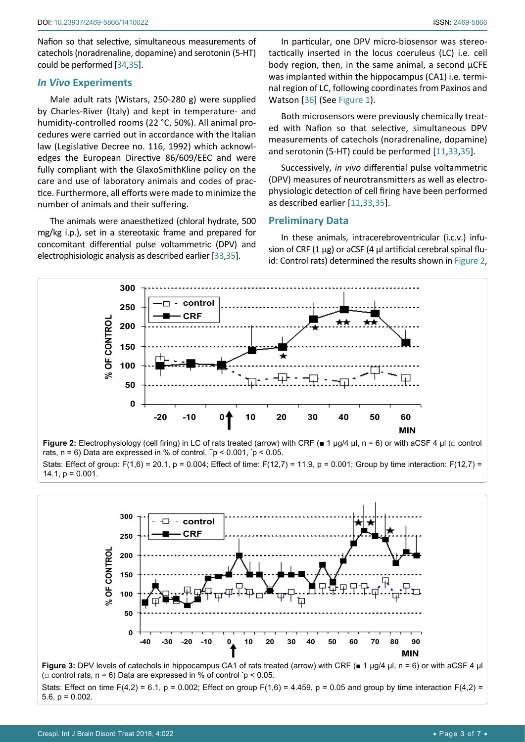Nafion so that selective, simultaneous measurements of catechols (noradrenaline, dopamine) and serotonin (5-HT) could be performed [34,35].

### *In Vivo* Experiments

Male adult rats (Wistars, 250-280 g) were supplied by Charles-River (Italy) and kept in temperature- and humidity-controlled rooms (22 °C, 50%). All animal procedures were carried out in accordance with the Italian law (Legislative Decree no. 116, 1992) which acknowledges the European Directive 86/609/EEC and were fully compliant with the GlaxoSmithKline policy on the care and use of laboratory animals and codes of practice. Furthermore, all efforts were made to minimize the number of animals and their suffering.

The animals were anaesthetized (chloral hydrate, 500 mg/kg i.p.), set in a stereotaxic frame and prepared for concomitant differential pulse voltammetric (DPV) and electrophisiologic analysis as described earlier [33,35].

In particular, one DPV micro-biosensor was stereotactically inserted in the locus coeruleus (LC) i.e. cell body region, then, in the same animal, a second µCFE was implanted within the hippocampus (CA1) i.e. terminal region of LC, following coordinates from Paxinos and Watson [36] (See Figure 1).

Both microsensors were previously chemically treated with Nafion so that selective, simultaneous DPV measurements of catechols (noradrenaline, dopamine) and serotonin (5-HT) could be performed [11,33,35].

Successively, *in vivo* differential pulse voltammetric (DPV) measures of neurotransmitters as well as electrophysiologic detection of cell firing have been performed as described earlier [11,33,35].

### Preliminary Data

In these animals, intracerebroventricular (i.c.v.) infusion of CRF (1 µg) or aCSF (4 µl artificial cerebral spinal fluid: Control rats) determined the results shown in Figure 2,

**Figure 2:** Electrophysiology (cell firing) in LC of rats treated (arrow) with CRF (■ 1 µg/4 µl, n = 6) or with aCSF 4 µl (□ control rats, n = 6) Data are expressed in % of control, ¨p < 0.001, ˙p < 0.05.

Stats: Effect of group: $F(1,6) = 20.1$, $p = 0.004$; Effect of time: $F(12,7) = 11.9$, $p = 0.001$; Group by time interaction: $F(12,7) = 14.1$, $p = 0.001$.

**Figure 3:** DPV levels of catechols in hippocampus CA1 of rats treated (arrow) with CRF (■ 1 µg/4 µl, n = 6) or with aCSF 4 µl (□ control rats, n = 6) Data are expressed in % of control ˙p < 0.05.

Stats: Effect on time $F(4,2) = 6.1$, $p = 0.002$; Effect on group $F(1,6) = 4.459$, $p = 0.05$ and group by time interaction $F(4,2) = 5.6$, $p = 0.002$.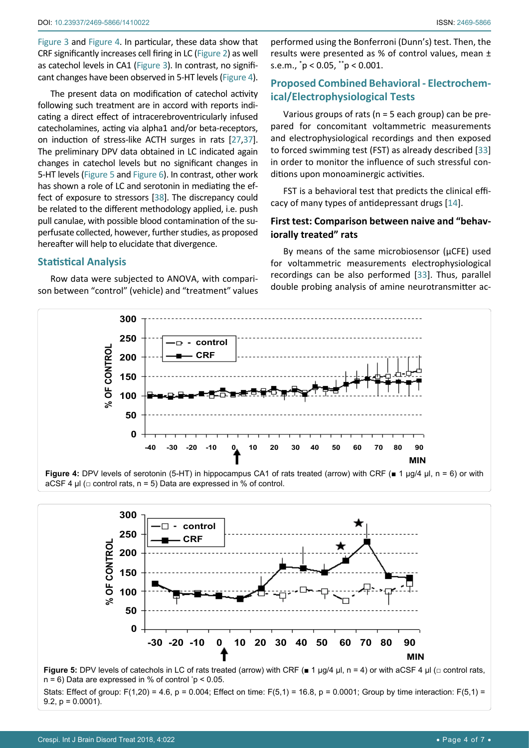Figure 3 and Figure 4. In particular, these data show that CRF significantly increases cell firing in LC (Figure 2) as well as catechol levels in CA1 (Figure 3). In contrast, no significant changes have been observed in 5-HT levels (Figure 4).

The present data on modification of catechol activity following such treatment are in accord with reports indicating a direct effect of intracerebroventricularly infused catecholamines, acting via alpha1 and/or beta-receptors, on induction of stress-like ACTH surges in rats [27,37]. The preliminary DPV data obtained in LC indicated again changes in catechol levels but no significant changes in 5-HT levels (Figure 5 and Figure 6). In contrast, other work has shown a role of LC and serotonin in mediating the effect of exposure to stressors [38]. The discrepancy could be related to the different methodology applied, i.e. push pull canulae, with possible blood contamination of the superfusate collected, however, further studies, as proposed hereafter will help to elucidate that divergence.

## Statistical Analysis

Row data were subjected to ANOVA, with comparison between "control" (vehicle) and "treatment" values performed using the Bonferroni (Dunn's) test. Then, the results were presented as % of control values, mean ± s.e.m., $^{*}p < 0.05$, $^{**}p < 0.001$.

## Proposed Combined Behavioral - Electrochemical/Electrophysiological Tests

Various groups of rats (n = 5 each group) can be prepared for concomitant voltammetric measurements and electrophysiological recordings and then exposed to forced swimming test (FST) as already described [33] in order to monitor the influence of such stressful conditions upon monoaminergic activities.

FST is a behavioral test that predicts the clinical efficacy of many types of antidepressant drugs [14].

### First test: Comparison between naive and "behaviorally treated" rats

By means of the same microbiosensor (µCFE) used for voltammetric measurements electrophysiological recordings can be also performed [33]. Thus, parallel double probing analysis of amine neurotransmitter ac-

**Figure 4:** DPV levels of serotonin (5-HT) in hippocampus CA1 of rats treated (arrow) with CRF (■ 1 µg/4 µl, n = 6) or with aCSF 4 µl (□ control rats, n = 5) Data are expressed in % of control.

**Figure 5:** DPV levels of catechols in LC of rats treated (arrow) with CRF (■ 1 µg/4 µl, n = 4) or with aCSF 4 µl (□ control rats, n = 6) Data are expressed in % of control $^{*}p < 0.05$.

Stats: Effect of group: $F(1,20) = 4.6$, $p = 0.004$; Effect on time: $F(5,1) = 16.8$, $p = 0.0001$; Group by time interaction: $F(5,1) = 9.2$, $p = 0.0001$).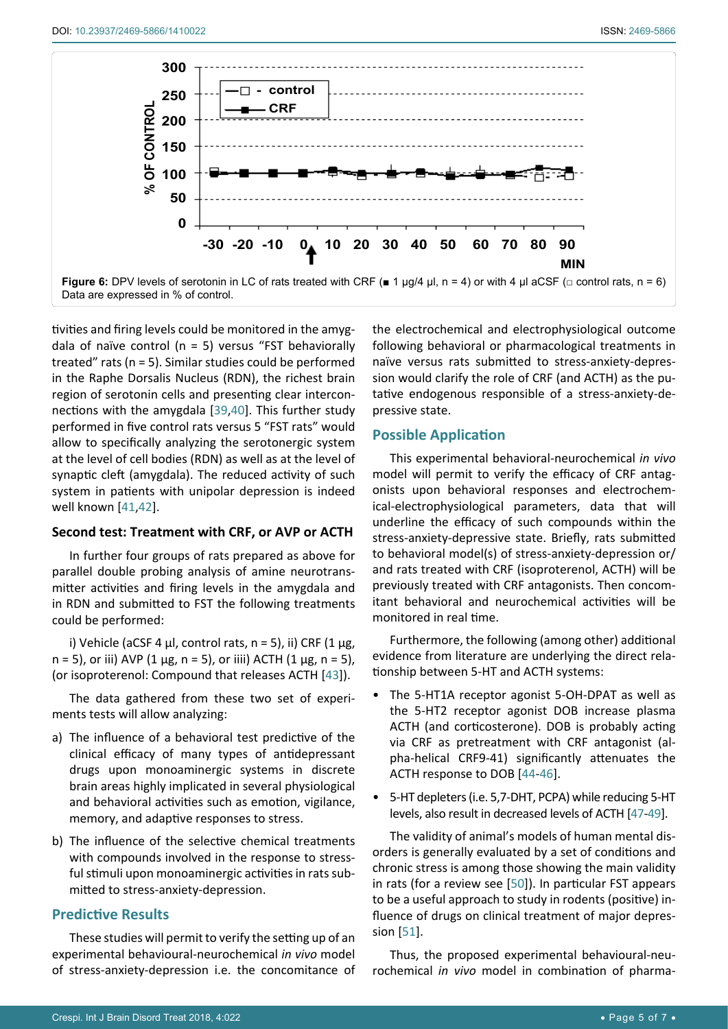**Figure 6:** DPV levels of serotonin in LC of rats treated with CRF (■ 1 µg/4 µl, n = 4) or with 4 µl aCSF (□ control rats, n = 6) Data are expressed in % of control.

tivities and firing levels could be monitored in the amygdala of naïve control (n = 5) versus "FST behaviorally treated" rats (n = 5). Similar studies could be performed in the Raphe Dorsalis Nucleus (RDN), the richest brain region of serotonin cells and presenting clear interconnections with the amygdala [39,40]. This further study performed in five control rats versus 5 "FST rats" would allow to specifically analyzing the serotonergic system at the level of cell bodies (RDN) as well as at the level of synaptic cleft (amygdala). The reduced activity of such system in patients with unipolar depression is indeed well known [41,42].

### Second test: Treatment with CRF, or AVP or ACTH

In further four groups of rats prepared as above for parallel double probing analysis of amine neurotransmitter activities and firing levels in the amygdala and in RDN and submitted to FST the following treatments could be performed:

i) Vehicle (aCSF 4 µl, control rats, n = 5), ii) CRF (1 µg, n = 5), or iii) AVP (1 µg, n = 5), or iiii) ACTH (1 µg, n = 5), (or isoproterenol: Compound that releases ACTH [43]).

The data gathered from these two set of experiments tests will allow analyzing:

a) The influence of a behavioral test predictive of the clinical efficacy of many types of antidepressant drugs upon monoaminergic systems in discrete brain areas highly implicated in several physiological and behavioral activities such as emotion, vigilance, memory, and adaptive responses to stress.

b) The influence of the selective chemical treatments with compounds involved in the response to stressful stimuli upon monoaminergic activities in rats submitted to stress-anxiety-depression.

## Predictive Results

These studies will permit to verify the setting up of an experimental behavioural-neurochemical *in vivo* model of stress-anxiety-depression i.e. the concomitance of the electrochemical and electrophysiological outcome following behavioral or pharmacological treatments in naïve versus rats submitted to stress-anxiety-depression would clarify the role of CRF (and ACTH) as the putative endogenous responsible of a stress-anxiety-depressive state.

## Possible Application

This experimental behavioral-neurochemical *in vivo* model will permit to verify the efficacy of CRF antagonists upon behavioral responses and electrochemical-electrophysiological parameters, data that will underline the efficacy of such compounds within the stress-anxiety-depressive state. Briefly, rats submitted to behavioral model(s) of stress-anxiety-depression or/and rats treated with CRF (isoproterenol, ACTH) will be previously treated with CRF antagonists. Then concomitant behavioral and neurochemical activities will be monitored in real time.

Furthermore, the following (among other) additional evidence from literature are underlying the direct relationship between 5-HT and ACTH systems:

- The 5-HT1A receptor agonist 5-OH-DPAT as well as the 5-HT2 receptor agonist DOB increase plasma ACTH (and corticosterone). DOB is probably acting via CRF as pretreatment with CRF antagonist (alpha-helical CRF9-41) significantly attenuates the ACTH response to DOB [44-46].
- 5-HT depleters (i.e. 5,7-DHT, PCPA) while reducing 5-HT levels, also result in decreased levels of ACTH [47-49].

The validity of animal's models of human mental disorders is generally evaluated by a set of conditions and chronic stress is among those showing the main validity in rats (for a review see [50]). In particular FST appears to be a useful approach to study in rodents (positive) influence of drugs on clinical treatment of major depression [51].

Thus, the proposed experimental behavioural-neurochemical *in vivo* model in combination of pharma-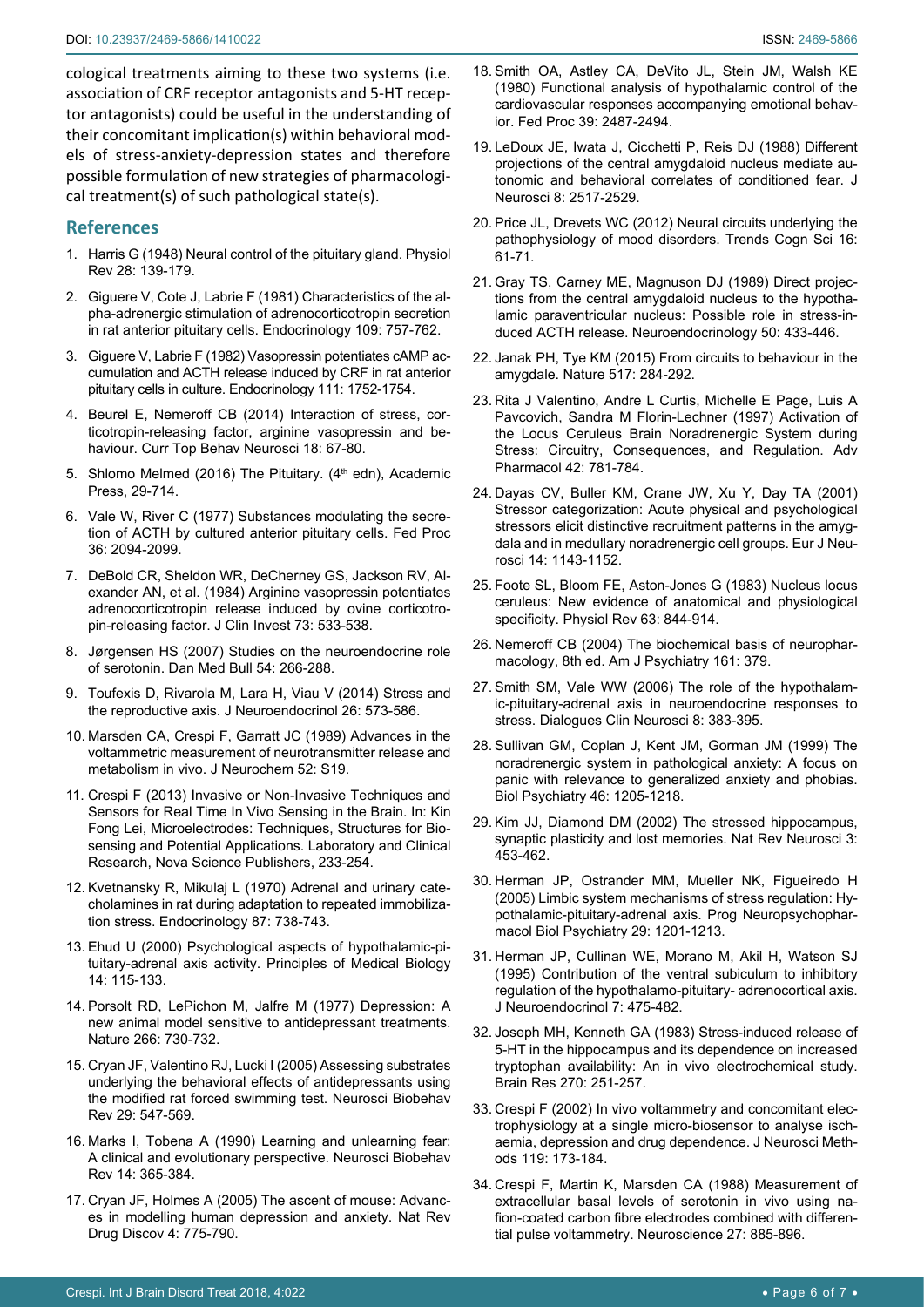cological treatments aiming to these two systems (i.e. association of CRF receptor antagonists and 5-HT receptor antagonists) could be useful in the understanding of their concomitant implication(s) within behavioral models of stress-anxiety-depression states and therefore possible formulation of new strategies of pharmacological treatment(s) of such pathological state(s).

## References

1. Harris G (1948) Neural control of the pituitary gland. Physiol Rev 28: 139-179.
2. Giguere V, Cote J, Labrie F (1981) Characteristics of the alpha-adrenergic stimulation of adrenocorticotropin secretion in rat anterior pituitary cells. Endocrinology 109: 757-762.
3. Giguere V, Labrie F (1982) Vasopressin potentiates cAMP accumulation and ACTH release induced by CRF in rat anterior pituitary cells in culture. Endocrinology 111: 1752-1754.
4. Beurel E, Nemeroff CB (2014) Interaction of stress, corticotropin-releasing factor, arginine vasopressin and behaviour. Curr Top Behav Neurosci 18: 67-80.
5. Shlomo Melmed (2016) The Pituitary. (4th edn), Academic Press, 29-714.
6. Vale W, River C (1977) Substances modulating the secretion of ACTH by cultured anterior pituitary cells. Fed Proc 36: 2094-2099.
7. DeBold CR, Sheldon WR, DeCherney GS, Jackson RV, Alexander AN, et al. (1984) Arginine vasopressin potentiates adrenocorticotropin release induced by ovine corticotropin-releasing factor. J Clin Invest 73: 533-538.
8. Jørgensen HS (2007) Studies on the neuroendocrine role of serotonin. Dan Med Bull 54: 266-288.
9. Toufexis D, Rivarola M, Lara H, Viau V (2014) Stress and the reproductive axis. J Neuroendocrinol 26: 573-586.
10. Marsden CA, Crespi F, Garratt JC (1989) Advances in the voltammetric measurement of neurotransmitter release and metabolism in vivo. J Neurochem 52: S19.
11. Crespi F (2013) Invasive or Non-Invasive Techniques and Sensors for Real Time In Vivo Sensing in the Brain. In: Kin Fong Lei, Microelectrodes: Techniques, Structures for Biosensing and Potential Applications. Laboratory and Clinical Research, Nova Science Publishers, 233-254.
12. Kvetnansky R, Mikulaj L (1970) Adrenal and urinary catecholamines in rat during adaptation to repeated immobilization stress. Endocrinology 87: 738-743.
13. Ehud U (2000) Psychological aspects of hypothalamic-pituitary-adrenal axis activity. Principles of Medical Biology 14: 115-133.
14. Porsolt RD, LePichon M, Jalfre M (1977) Depression: A new animal model sensitive to antidepressant treatments. Nature 266: 730-732.
15. Cryan JF, Valentino RJ, Lucki I (2005) Assessing substrates underlying the behavioral effects of antidepressants using the modified rat forced swimming test. Neurosci Biobehav Rev 29: 547-569.
16. Marks I, Tobena A (1990) Learning and unlearning fear: A clinical and evolutionary perspective. Neurosci Biobehav Rev 14: 365-384.
17. Cryan JF, Holmes A (2005) The ascent of mouse: Advances in modelling human depression and anxiety. Nat Rev Drug Discov 4: 775-790.
18. Smith OA, Astley CA, DeVito JL, Stein JM, Walsh KE (1980) Functional analysis of hypothalamic control of the cardiovascular responses accompanying emotional behavior. Fed Proc 39: 2487-2494.
19. LeDoux JE, Iwata J, Cicchetti P, Reis DJ (1988) Different projections of the central amygdaloid nucleus mediate autonomic and behavioral correlates of conditioned fear. J Neurosci 8: 2517-2529.
20. Price JL, Drevets WC (2012) Neural circuits underlying the pathophysiology of mood disorders. Trends Cogn Sci 16: 61-71.
21. Gray TS, Carney ME, Magnuson DJ (1989) Direct projections from the central amygdaloid nucleus to the hypothalamic paraventricular nucleus: Possible role in stress-induced ACTH release. Neuroendocrinology 50: 433-446.
22. Janak PH, Tye KM (2015) From circuits to behaviour in the amygdale. Nature 517: 284-292.
23. Rita J Valentino, Andre L Curtis, Michelle E Page, Luis A Pavcovich, Sandra M Florin-Lechner (1997) Activation of the Locus Ceruleus Brain Noradrenergic System during Stress: Circuitry, Consequences, and Regulation. Adv Pharmacol 42: 781-784.
24. Dayas CV, Buller KM, Crane JW, Xu Y, Day TA (2001) Stressor categorization: Acute physical and psychological stressors elicit distinctive recruitment patterns in the amygdala and in medullary noradrenergic cell groups. Eur J Neurosci 14: 1143-1152.
25. Foote SL, Bloom FE, Aston-Jones G (1983) Nucleus locus ceruleus: New evidence of anatomical and physiological specificity. Physiol Rev 63: 844-914.
26. Nemeroff CB (2004) The biochemical basis of neuropharmacology, 8th ed. Am J Psychiatry 161: 379.
27. Smith SM, Vale WW (2006) The role of the hypothalamic-pituitary-adrenal axis in neuroendocrine responses to stress. Dialogues Clin Neurosci 8: 383-395.
28. Sullivan GM, Coplan J, Kent JM, Gorman JM (1999) The noradrenergic system in pathological anxiety: A focus on panic with relevance to generalized anxiety and phobias. Biol Psychiatry 46: 1205-1218.
29. Kim JJ, Diamond DM (2002) The stressed hippocampus, synaptic plasticity and lost memories. Nat Rev Neurosci 3: 453-462.
30. Herman JP, Ostrander MM, Mueller NK, Figueiredo H (2005) Limbic system mechanisms of stress regulation: Hypothalamic-pituitary-adrenal axis. Prog Neuropsychopharmacol Biol Psychiatry 29: 1201-1213.
31. Herman JP, Cullinan WE, Morano M, Akil H, Watson SJ (1995) Contribution of the ventral subiculum to inhibitory regulation of the hypothalamo-pituitary- adrenocortical axis. J Neuroendocrinol 7: 475-482.
32. Joseph MH, Kenneth GA (1983) Stress-induced release of 5-HT in the hippocampus and its dependence on increased tryptophan availability: An in vivo electrochemical study. Brain Res 270: 251-257.
33. Crespi F (2002) In vivo voltammetry and concomitant electrophysiology at a single micro-biosensor to analyse ischaemia, depression and drug dependence. J Neurosci Methods 119: 173-184.
34. Crespi F, Martin K, Marsden CA (1988) Measurement of extracellular basal levels of serotonin in vivo using nafion-coated carbon fibre electrodes combined with differential pulse voltammetry. Neuroscience 27: 885-896.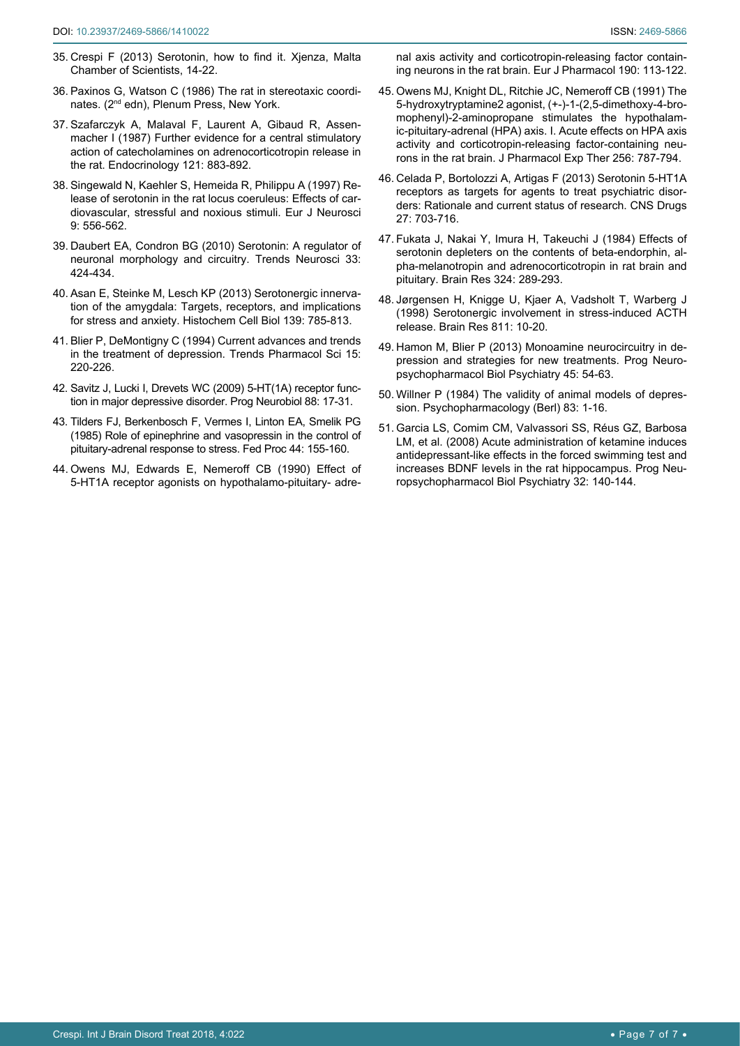35. Crespi F (2013) Serotonin, how to find it. Xjenza, Malta Chamber of Scientists, 14-22.

36. Paxinos G, Watson C (1986) The rat in stereotaxic coordinates. (2nd edn), Plenum Press, New York.

37. Szafarczyk A, Malaval F, Laurent A, Gibaud R, Assenmacher I (1987) Further evidence for a central stimulatory action of catecholamines on adrenocorticotropin release in the rat. Endocrinology 121: 883-892.

38. Singewald N, Kaehler S, Hemeida R, Philippu A (1997) Release of serotonin in the rat locus coeruleus: Effects of cardiovascular, stressful and noxious stimuli. Eur J Neurosci 9: 556-562.

39. Daubert EA, Condron BG (2010) Serotonin: A regulator of neuronal morphology and circuitry. Trends Neurosci 33: 424-434.

40. Asan E, Steinke M, Lesch KP (2013) Serotonergic innervation of the amygdala: Targets, receptors, and implications for stress and anxiety. Histochem Cell Biol 139: 785-813.

41. Blier P, DeMontigny C (1994) Current advances and trends in the treatment of depression. Trends Pharmacol Sci 15: 220-226.

42. Savitz J, Lucki I, Drevets WC (2009) 5-HT(1A) receptor function in major depressive disorder. Prog Neurobiol 88: 17-31.

43. Tilders FJ, Berkenbosch F, Vermes I, Linton EA, Smelik PG (1985) Role of epinephrine and vasopressin in the control of pituitary-adrenal response to stress. Fed Proc 44: 155-160.

44. Owens MJ, Edwards E, Nemeroff CB (1990) Effect of 5-HT1A receptor agonists on hypothalamo-pituitary- adrenal axis activity and corticotropin-releasing factor containing neurons in the rat brain. Eur J Pharmacol 190: 113-122.

45. Owens MJ, Knight DL, Ritchie JC, Nemeroff CB (1991) The 5-hydroxytryptamine2 agonist, (+-)-1-(2,5-dimethoxy-4-bromophenyl)-2-aminopropane stimulates the hypothalamic-pituitary-adrenal (HPA) axis. I. Acute effects on HPA axis activity and corticotropin-releasing factor-containing neurons in the rat brain. J Pharmacol Exp Ther 256: 787-794.

46. Celada P, Bortolozzi A, Artigas F (2013) Serotonin 5-HT1A receptors as targets for agents to treat psychiatric disorders: Rationale and current status of research. CNS Drugs 27: 703-716.

47. Fukata J, Nakai Y, Imura H, Takeuchi J (1984) Effects of serotonin depleters on the contents of beta-endorphin, alpha-melanotropin and adrenocorticotropin in rat brain and pituitary. Brain Res 324: 289-293.

48. Jørgensen H, Knigge U, Kjaer A, Vadsholt T, Warberg J (1998) Serotonergic involvement in stress-induced ACTH release. Brain Res 811: 10-20.

49. Hamon M, Blier P (2013) Monoamine neurocircuitry in depression and strategies for new treatments. Prog Neuropsychopharmacol Biol Psychiatry 45: 54-63.

50. Willner P (1984) The validity of animal models of depression. Psychopharmacology (Berl) 83: 1-16.

51. Garcia LS, Comim CM, Valvassori SS, Réus GZ, Barbosa LM, et al. (2008) Acute administration of ketamine induces antidepressant-like effects in the forced swimming test and increases BDNF levels in the rat hippocampus. Prog Neuropsychopharmacol Biol Psychiatry 32: 140-144.